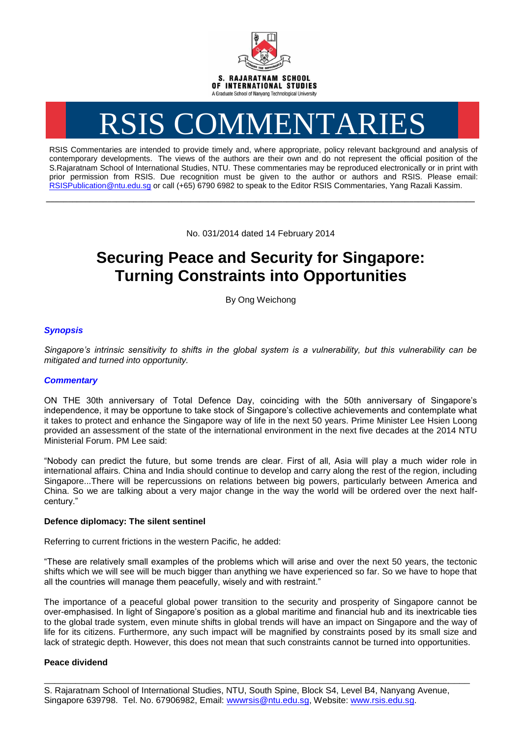S. RAJARATNAM SCHOOL OF INTERNATIONAL STUDIES
A Graduate School of Nanyang Technological University

# RSIS COMMENTARIES

RSIS Commentaries are intended to provide timely and, where appropriate, policy relevant background and analysis of contemporary developments. The views of the authors are their own and do not represent the official position of the S.Rajaratnam School of International Studies, NTU. These commentaries may be reproduced electronically or in print with prior permission from RSIS. Due recognition must be given to the author or authors and RSIS. Please email: RSISPublication@ntu.edu.sg or call (+65) 6790 6982 to speak to the Editor RSIS Commentaries, Yang Razali Kassim.

---

No. 031/2014 dated 14 February 2014

## Securing Peace and Security for Singapore: Turning Constraints into Opportunities

By Ong Weichong

### *Synopsis*

*Singapore's intrinsic sensitivity to shifts in the global system is a vulnerability, but this vulnerability can be mitigated and turned into opportunity.*

### *Commentary*

ON THE 30th anniversary of Total Defence Day, coinciding with the 50th anniversary of Singapore's independence, it may be opportune to take stock of Singapore's collective achievements and contemplate what it takes to protect and enhance the Singapore way of life in the next 50 years. Prime Minister Lee Hsien Loong provided an assessment of the state of the international environment in the next five decades at the 2014 NTU Ministerial Forum. PM Lee said:

"Nobody can predict the future, but some trends are clear. First of all, Asia will play a much wider role in international affairs. China and India should continue to develop and carry along the rest of the region, including Singapore...There will be repercussions on relations between big powers, particularly between America and China. So we are talking about a very major change in the way the world will be ordered over the next half-century."

**Defence diplomacy: The silent sentinel**

Referring to current frictions in the western Pacific, he added:

"These are relatively small examples of the problems which will arise and over the next 50 years, the tectonic shifts which we will see will be much bigger than anything we have experienced so far. So we have to hope that all the countries will manage them peacefully, wisely and with restraint."

The importance of a peaceful global power transition to the security and prosperity of Singapore cannot be over-emphasised. In light of Singapore's position as a global maritime and financial hub and its inextricable ties to the global trade system, even minute shifts in global trends will have an impact on Singapore and the way of life for its citizens. Furthermore, any such impact will be magnified by constraints posed by its small size and lack of strategic depth. However, this does not mean that such constraints cannot be turned into opportunities.

**Peace dividend**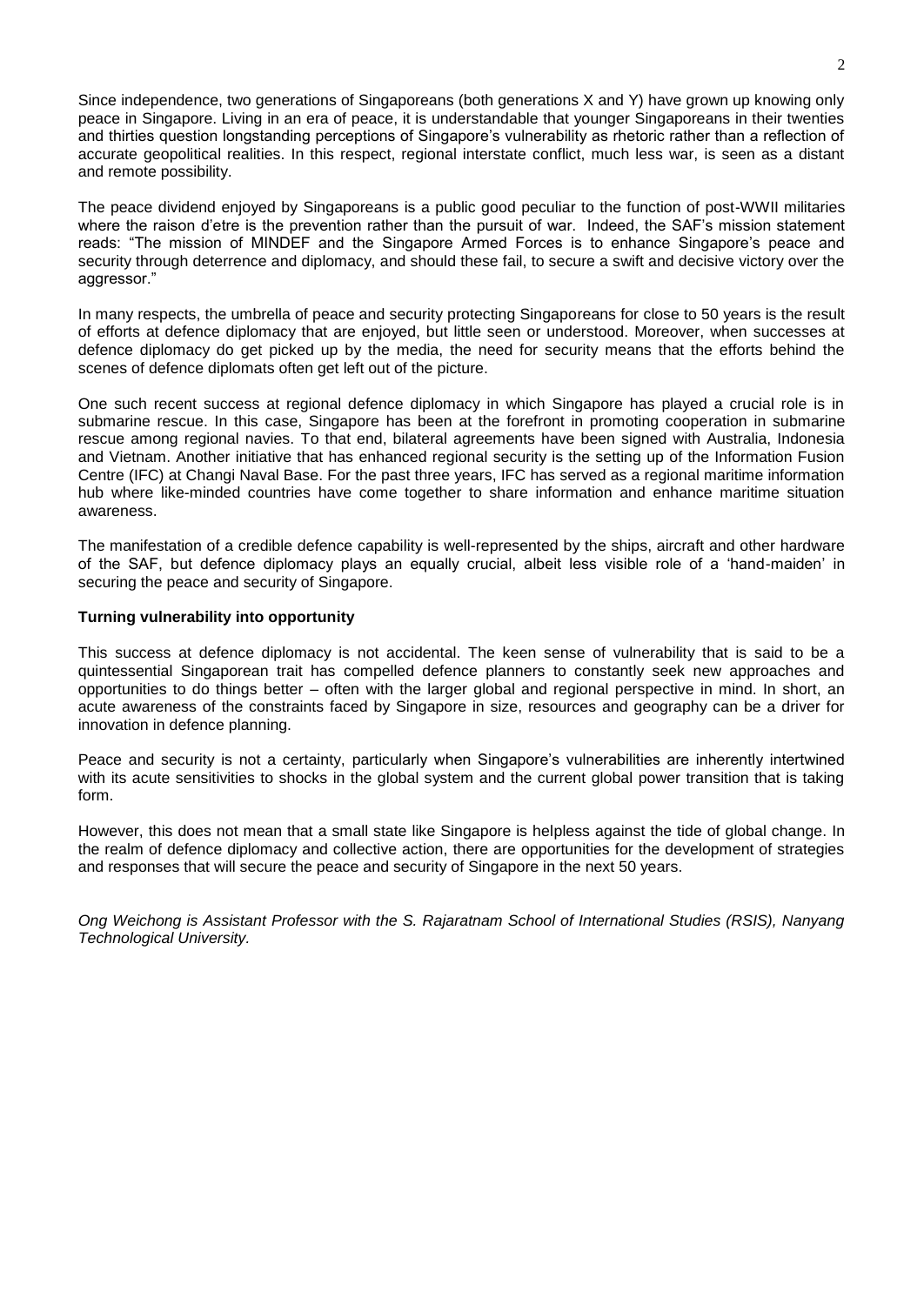Since independence, two generations of Singaporeans (both generations X and Y) have grown up knowing only peace in Singapore. Living in an era of peace, it is understandable that younger Singaporeans in their twenties and thirties question longstanding perceptions of Singapore's vulnerability as rhetoric rather than a reflection of accurate geopolitical realities. In this respect, regional interstate conflict, much less war, is seen as a distant and remote possibility.

The peace dividend enjoyed by Singaporeans is a public good peculiar to the function of post-WWII militaries where the raison d'etre is the prevention rather than the pursuit of war. Indeed, the SAF's mission statement reads: "The mission of MINDEF and the Singapore Armed Forces is to enhance Singapore's peace and security through deterrence and diplomacy, and should these fail, to secure a swift and decisive victory over the aggressor."

In many respects, the umbrella of peace and security protecting Singaporeans for close to 50 years is the result of efforts at defence diplomacy that are enjoyed, but little seen or understood. Moreover, when successes at defence diplomacy do get picked up by the media, the need for security means that the efforts behind the scenes of defence diplomats often get left out of the picture.

One such recent success at regional defence diplomacy in which Singapore has played a crucial role is in submarine rescue. In this case, Singapore has been at the forefront in promoting cooperation in submarine rescue among regional navies. To that end, bilateral agreements have been signed with Australia, Indonesia and Vietnam. Another initiative that has enhanced regional security is the setting up of the Information Fusion Centre (IFC) at Changi Naval Base. For the past three years, IFC has served as a regional maritime information hub where like-minded countries have come together to share information and enhance maritime situation awareness.

The manifestation of a credible defence capability is well-represented by the ships, aircraft and other hardware of the SAF, but defence diplomacy plays an equally crucial, albeit less visible role of a 'hand-maiden' in securing the peace and security of Singapore.

**Turning vulnerability into opportunity**

This success at defence diplomacy is not accidental. The keen sense of vulnerability that is said to be a quintessential Singaporean trait has compelled defence planners to constantly seek new approaches and opportunities to do things better – often with the larger global and regional perspective in mind. In short, an acute awareness of the constraints faced by Singapore in size, resources and geography can be a driver for innovation in defence planning.

Peace and security is not a certainty, particularly when Singapore's vulnerabilities are inherently intertwined with its acute sensitivities to shocks in the global system and the current global power transition that is taking form.

However, this does not mean that a small state like Singapore is helpless against the tide of global change. In the realm of defence diplomacy and collective action, there are opportunities for the development of strategies and responses that will secure the peace and security of Singapore in the next 50 years.

*Ong Weichong is Assistant Professor with the S. Rajaratnam School of International Studies (RSIS), Nanyang Technological University.*